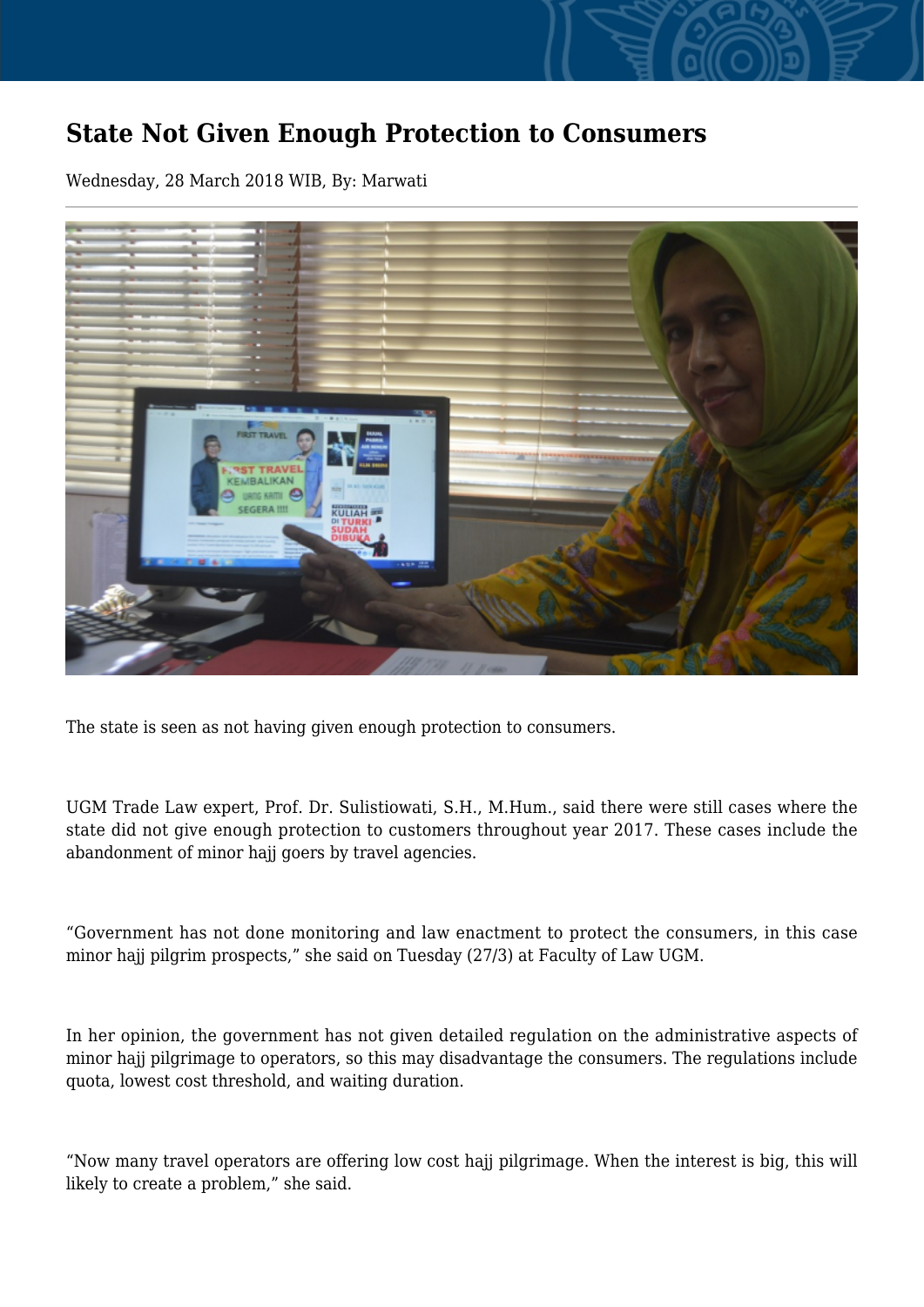# State Not Given Enough Protection to Consumers

Wednesday, 28 March 2018 WIB, By: Marwati

The state is seen as not having given enough protection to consumers.

UGM Trade Law expert, Prof. Dr. Sulistiowati, S.H., M.Hum., said there were still cases where the state did not give enough protection to customers throughout year 2017. These cases include the abandonment of minor hajj goers by travel agencies.

“Government has not done monitoring and law enactment to protect the consumers, in this case minor hajj pilgrim prospects,” she said on Tuesday (27/3) at Faculty of Law UGM.

In her opinion, the government has not given detailed regulation on the administrative aspects of minor hajj pilgrimage to operators, so this may disadvantage the consumers. The regulations include quota, lowest cost threshold, and waiting duration.

“Now many travel operators are offering low cost hajj pilgrimage. When the interest is big, this will likely to create a problem,” she said.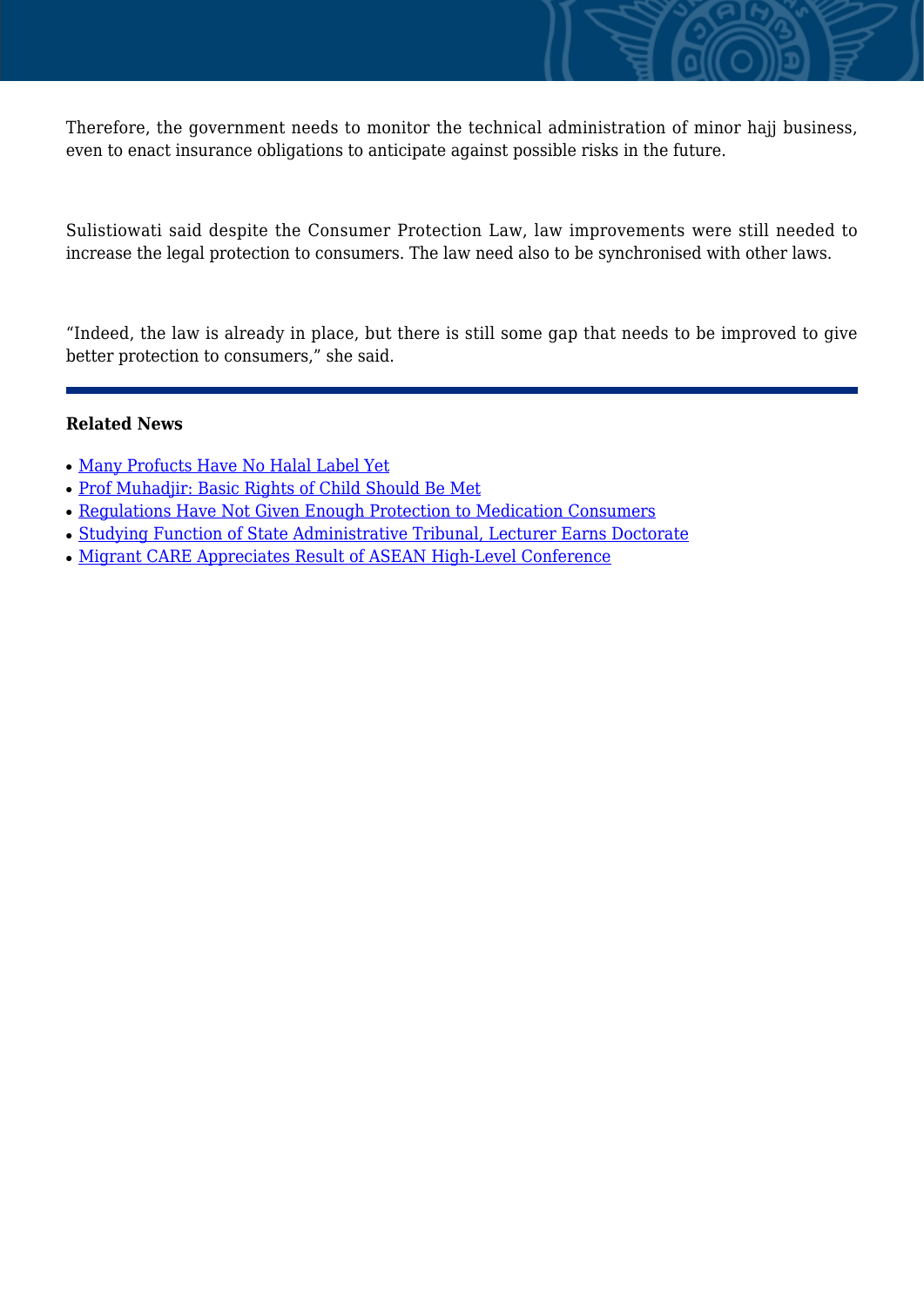Therefore, the government needs to monitor the technical administration of minor hajj business, even to enact insurance obligations to anticipate against possible risks in the future.

Sulistiowati said despite the Consumer Protection Law, law improvements were still needed to increase the legal protection to consumers. The law need also to be synchronised with other laws.

“Indeed, the law is already in place, but there is still some gap that needs to be improved to give better protection to consumers,” she said.

---

**Related News**

- Many Profucts Have No Halal Label Yet
- Prof Muhadjir: Basic Rights of Child Should Be Met
- Regulations Have Not Given Enough Protection to Medication Consumers
- Studying Function of State Administrative Tribunal, Lecturer Earns Doctorate
- Migrant CARE Appreciates Result of ASEAN High-Level Conference